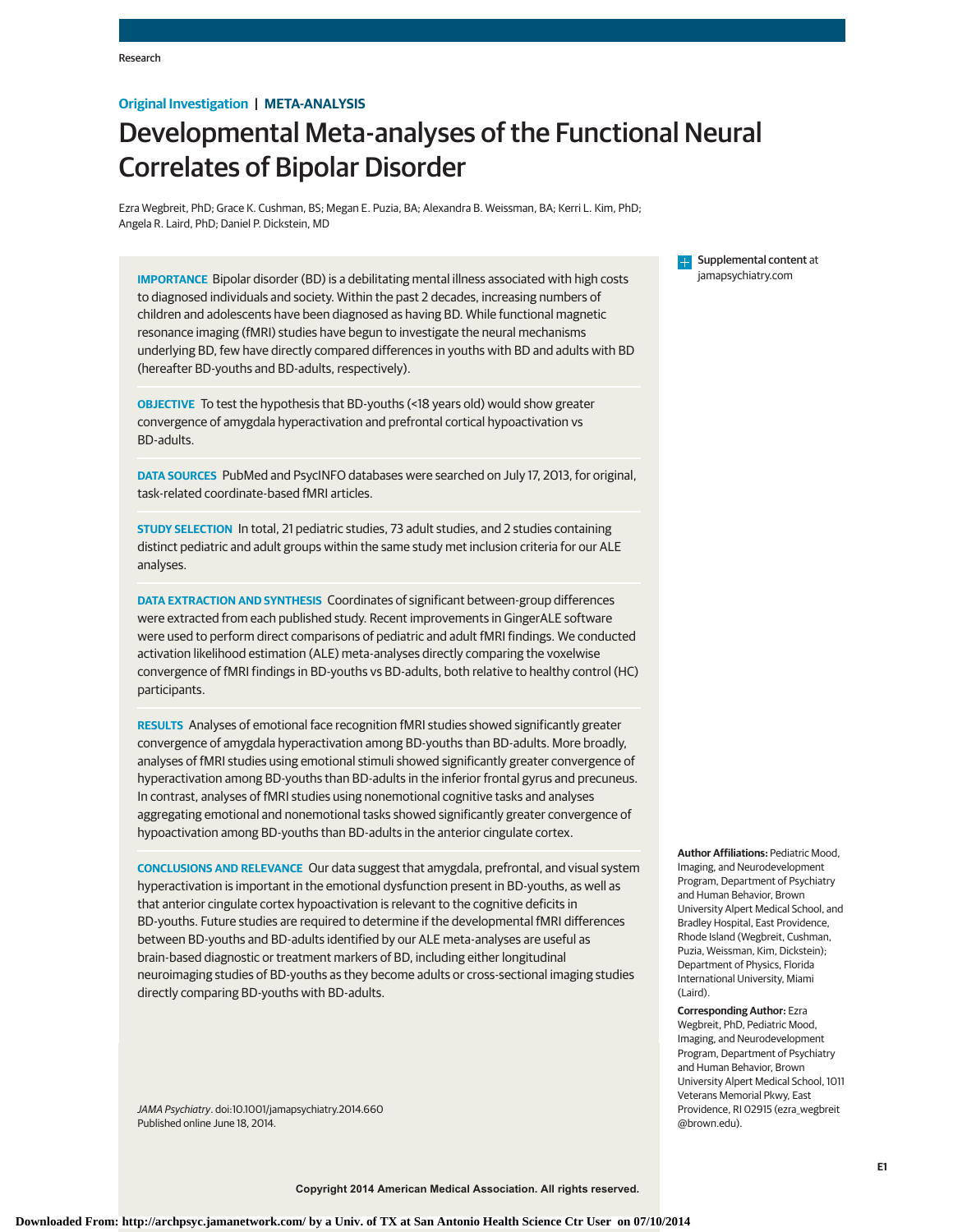Original Investigation | META-ANALYSIS

# Developmental Meta-analyses of the Functional Neural Correlates of Bipolar Disorder

Ezra Wegbreit, PhD; Grace K. Cushman, BS; Megan E. Puzia, BA; Alexandra B. Weissman, BA; Kerri L. Kim, PhD; Angela R. Laird, PhD; Daniel P. Dickstein, MD

Supplemental content at jamapsychiatry.com

**IMPORTANCE** Bipolar disorder (BD) is a debilitating mental illness associated with high costs to diagnosed individuals and society. Within the past 2 decades, increasing numbers of children and adolescents have been diagnosed as having BD. While functional magnetic resonance imaging (fMRI) studies have begun to investigate the neural mechanisms underlying BD, few have directly compared differences in youths with BD and adults with BD (hereafter BD-youths and BD-adults, respectively).

**OBJECTIVE** To test the hypothesis that BD-youths (<18 years old) would show greater convergence of amygdala hyperactivation and prefrontal cortical hypoactivation vs BD-adults.

**DATA SOURCES** PubMed and PsycINFO databases were searched on July 17, 2013, for original, task-related coordinate-based fMRI articles.

**STUDY SELECTION** In total, 21 pediatric studies, 73 adult studies, and 2 studies containing distinct pediatric and adult groups within the same study met inclusion criteria for our ALE analyses.

**DATA EXTRACTION AND SYNTHESIS** Coordinates of significant between-group differences were extracted from each published study. Recent improvements in GingerALE software were used to perform direct comparisons of pediatric and adult fMRI findings. We conducted activation likelihood estimation (ALE) meta-analyses directly comparing the voxelwise convergence of fMRI findings in BD-youths vs BD-adults, both relative to healthy control (HC) participants.

**RESULTS** Analyses of emotional face recognition fMRI studies showed significantly greater convergence of amygdala hyperactivation among BD-youths than BD-adults. More broadly, analyses of fMRI studies using emotional stimuli showed significantly greater convergence of hyperactivation among BD-youths than BD-adults in the inferior frontal gyrus and precuneus. In contrast, analyses of fMRI studies using nonemotional cognitive tasks and analyses aggregating emotional and nonemotional tasks showed significantly greater convergence of hypoactivation among BD-youths than BD-adults in the anterior cingulate cortex.

**CONCLUSIONS AND RELEVANCE** Our data suggest that amygdala, prefrontal, and visual system hyperactivation is important in the emotional dysfunction present in BD-youths, as well as that anterior cingulate cortex hypoactivation is relevant to the cognitive deficits in BD-youths. Future studies are required to determine if the developmental fMRI differences between BD-youths and BD-adults identified by our ALE meta-analyses are useful as brain-based diagnostic or treatment markers of BD, including either longitudinal neuroimaging studies of BD-youths as they become adults or cross-sectional imaging studies directly comparing BD-youths with BD-adults.

*JAMA Psychiatry*. doi:10.1001/jamapsychiatry.2014.660
Published online June 18, 2014.

**Author Affiliations:** Pediatric Mood, Imaging, and Neurodevelopment Program, Department of Psychiatry and Human Behavior, Brown University Alpert Medical School, and Bradley Hospital, East Providence, Rhode Island (Wegbreit, Cushman, Puzia, Weissman, Kim, Dickstein); Department of Physics, Florida International University, Miami (Laird).

**Corresponding Author:** Ezra Wegbreit, PhD, Pediatric Mood, Imaging, and Neurodevelopment Program, Department of Psychiatry and Human Behavior, Brown University Alpert Medical School, 1011 Veterans Memorial Pkwy, East Providence, RI 02915 (ezra_wegbreit@brown.edu).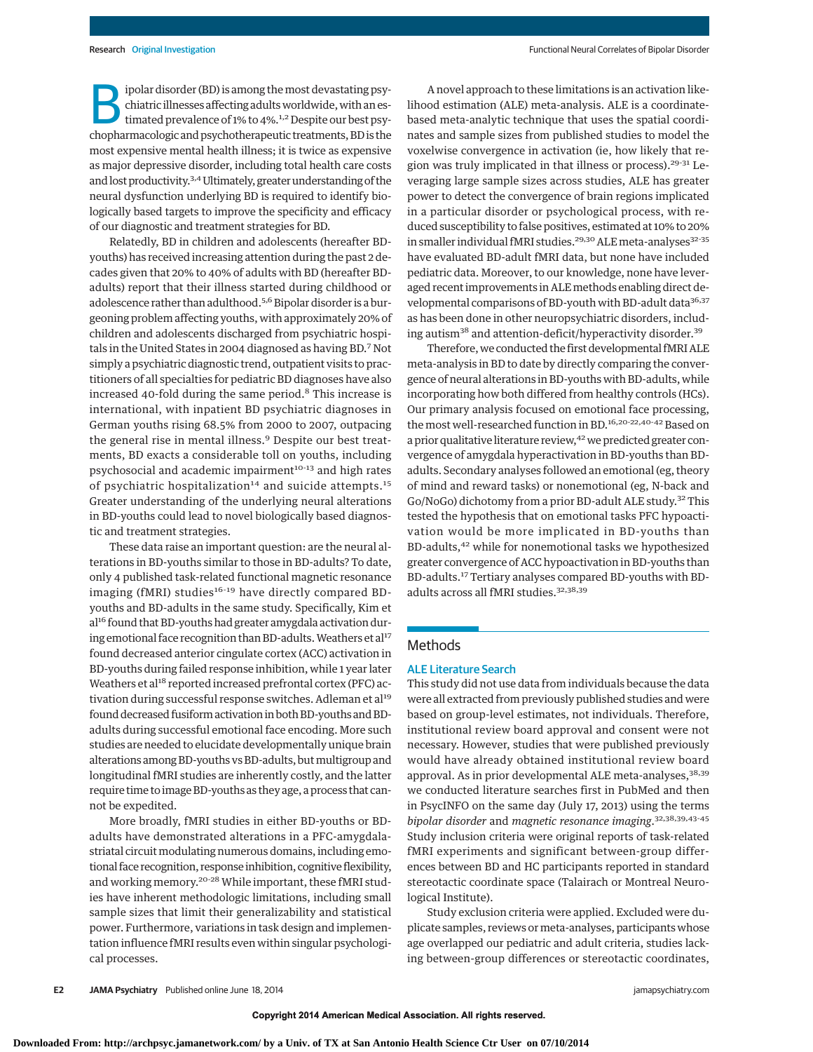Bipolar disorder (BD) is among the most devastating psychiatric illnesses affecting adults worldwide, with an estimated prevalence of 1% to 4%.[1,2] Despite our best psychopharmacologic and psychotherapeutic treatments, BD is the most expensive mental health illness; it is twice as expensive as major depressive disorder, including total health care costs and lost productivity.[3,4] Ultimately, greater understanding of the neural dysfunction underlying BD is required to identify biologically based targets to improve the specificity and efficacy of our diagnostic and treatment strategies for BD.

Relatedly, BD in children and adolescents (hereafter BD-youths) has received increasing attention during the past 2 decades given that 20% to 40% of adults with BD (hereafter BD-adults) report that their illness started during childhood or adolescence rather than adulthood.[5,6] Bipolar disorder is a burgeoning problem affecting youths, with approximately 20% of children and adolescents discharged from psychiatric hospitals in the United States in 2004 diagnosed as having BD.[7] Not simply a psychiatric diagnostic trend, outpatient visits to practitioners of all specialties for pediatric BD diagnoses have also increased 40-fold during the same period.[8] This increase is international, with inpatient BD psychiatric diagnoses in German youths rising 68.5% from 2000 to 2007, outpacing the general rise in mental illness.[9] Despite our best treatments, BD exacts a considerable toll on youths, including psychosocial and academic impairment[10-13] and high rates of psychiatric hospitalization[14] and suicide attempts.[15] Greater understanding of the underlying neural alterations in BD-youths could lead to novel biologically based diagnostic and treatment strategies.

These data raise an important question: are the neural alterations in BD-youths similar to those in BD-adults? To date, only 4 published task-related functional magnetic resonance imaging (fMRI) studies[16-19] have directly compared BD-youths and BD-adults in the same study. Specifically, Kim et al[16] found that BD-youths had greater amygdala activation during emotional face recognition than BD-adults. Weathers et al[17] found decreased anterior cingulate cortex (ACC) activation in BD-youths during failed response inhibition, while 1 year later Weathers et al[18] reported increased prefrontal cortex (PFC) activation during successful response switches. Adleman et al[19] found decreased fusiform activation in both BD-youths and BD-adults during successful emotional face encoding. More such studies are needed to elucidate developmentally unique brain alterations among BD-youths vs BD-adults, but multigroup and longitudinal fMRI studies are inherently costly, and the latter require time to image BD-youths as they age, a process that cannot be expedited.

More broadly, fMRI studies in either BD-youths or BD-adults have demonstrated alterations in a PFC-amygdala-striatal circuit modulating numerous domains, including emotional face recognition, response inhibition, cognitive flexibility, and working memory.[20-28] While important, these fMRI studies have inherent methodologic limitations, including small sample sizes that limit their generalizability and statistical power. Furthermore, variations in task design and implementation influence fMRI results even within singular psychological processes.

A novel approach to these limitations is an activation likelihood estimation (ALE) meta-analysis. ALE is a coordinate-based meta-analytic technique that uses the spatial coordinates and sample sizes from published studies to model the voxelwise convergence in activation (ie, how likely that region was truly implicated in that illness or process).[29-31] Leveraging large sample sizes across studies, ALE has greater power to detect the convergence of brain regions implicated in a particular disorder or psychological process, with reduced susceptibility to false positives, estimated at 10% to 20% in smaller individual fMRI studies.[29,30] ALE meta-analyses[32-35] have evaluated BD-adult fMRI data, but none have included pediatric data. Moreover, to our knowledge, none have leveraged recent improvements in ALE methods enabling direct developmental comparisons of BD-youth with BD-adult data[36,37] as has been done in other neuropsychiatric disorders, including autism[38] and attention-deficit/hyperactivity disorder.[39]

Therefore, we conducted the first developmental fMRI ALE meta-analysis in BD to date by directly comparing the convergence of neural alterations in BD-youths with BD-adults, while incorporating how both differed from healthy controls (HCs). Our primary analysis focused on emotional face processing, the most well-researched function in BD.[16,20-22,40-42] Based on a prior qualitative literature review,[42] we predicted greater convergence of amygdala hyperactivation in BD-youths than BD-adults. Secondary analyses followed an emotional (eg, theory of mind and reward tasks) or nonemotional (eg, N-back and Go/NoGo) dichotomy from a prior BD-adult ALE study.[32] This tested the hypothesis that on emotional tasks PFC hypoactivation would be more implicated in BD-youths than BD-adults,[42] while for nonemotional tasks we hypothesized greater convergence of ACC hypoactivation in BD-youths than BD-adults.[17] Tertiary analyses compared BD-youths with BD-adults across all fMRI studies.[32,38,39]

## Methods

### ALE Literature Search

This study did not use data from individuals because the data were all extracted from previously published studies and were based on group-level estimates, not individuals. Therefore, institutional review board approval and consent were not necessary. However, studies that were published previously would have already obtained institutional review board approval. As in prior developmental ALE meta-analyses,[38,39] we conducted literature searches first in PubMed and then in PsycINFO on the same day (July 17, 2013) using the terms *bipolar disorder* and *magnetic resonance imaging*.[32,38,39,43-45] Study inclusion criteria were original reports of task-related fMRI experiments and significant between-group differences between BD and HC participants reported in standard stereotactic coordinate space (Talairach or Montreal Neurological Institute).

Study exclusion criteria were applied. Excluded were duplicate samples, reviews or meta-analyses, participants whose age overlapped our pediatric and adult criteria, studies lacking between-group differences or stereotactic coordinates,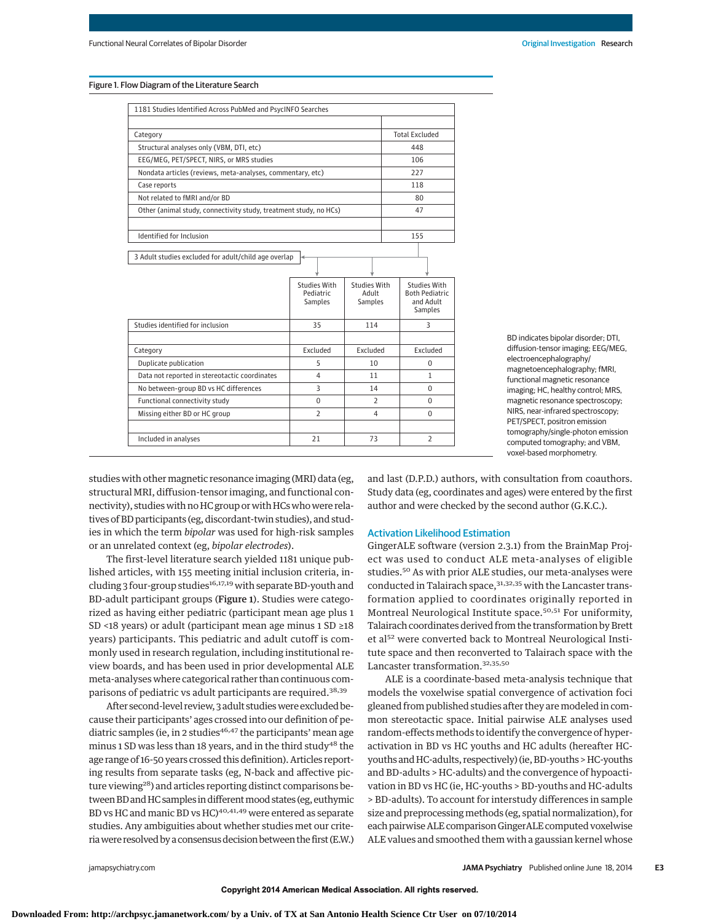Figure 1. Flow Diagram of the Literature Search

1181 Studies Identified Across PubMed and PsycINFO Searches

| Category | Total Excluded |
|---|---|
| Structural analyses only (VBM, DTI, etc) | 448 |
| EEG/MEG, PET/SPECT, NIRS, or MRS studies | 106 |
| Nondata articles (reviews, meta-analyses, commentary, etc) | 227 |
| Case reports | 118 |
| Not related to fMRI and/or BD | 80 |
| Other (animal study, connectivity study, treatment study, no HCs) | 47 |
| Identified for Inclusion | 155 |

3 Adult studies excluded for adult/child age overlap

| | Studies With Pediatric Samples | Studies With Adult Samples | Studies With Both Pediatric and Adult Samples |
|---|---|---|---|
| Studies identified for inclusion | 35 | 114 | 3 |
| **Category** | **Excluded** | **Excluded** | **Excluded** |
| Duplicate publication | 5 | 10 | 0 |
| Data not reported in stereotactic coordinates | 4 | 11 | 1 |
| No between-group BD vs HC differences | 3 | 14 | 0 |
| Functional connectivity study | 0 | 2 | 0 |
| Missing either BD or HC group | 2 | 4 | 0 |
| Included in analyses | 21 | 73 | 2 |

BD indicates bipolar disorder; DTI, diffusion-tensor imaging; EEG/MEG, electroencephalography/magnetoencephalography; fMRI, functional magnetic resonance imaging; HC, healthy control; MRS, magnetic resonance spectroscopy; NIRS, near-infrared spectroscopy; PET/SPECT, positron emission tomography/single-photon emission computed tomography; and VBM, voxel-based morphometry.

studies with other magnetic resonance imaging (MRI) data (eg, structural MRI, diffusion-tensor imaging, and functional connectivity), studies with no HC group or with HCs who were relatives of BD participants (eg, discordant-twin studies), and studies in which the term *bipolar* was used for high-risk samples or an unrelated context (eg, *bipolar electrodes*).

The first-level literature search yielded 1181 unique published articles, with 155 meeting initial inclusion criteria, including 3 four-group studies[16,17,19] with separate BD-youth and BD-adult participant groups (**Figure 1**). Studies were categorized as having either pediatric (participant mean age plus 1 SD <18 years) or adult (participant mean age minus 1 SD ≥18 years) participants. This pediatric and adult cutoff is commonly used in research regulation, including institutional review boards, and has been used in prior developmental ALE meta-analyses where categorical rather than continuous comparisons of pediatric vs adult participants are required.[38,39]

After second-level review, 3 adult studies were excluded because their participants' ages crossed into our definition of pediatric samples (ie, in 2 studies[46,47] the participants' mean age minus 1 SD was less than 18 years, and in the third study[48] the age range of 16-50 years crossed this definition). Articles reporting results from separate tasks (eg, N-back and affective picture viewing[28]) and articles reporting distinct comparisons between BD and HC samples in different mood states (eg, euthymic BD vs HC and manic BD vs HC)[40,41,49] were entered as separate studies. Any ambiguities about whether studies met our criteria were resolved by a consensus decision between the first (E.W.) and last (D.P.D.) authors, with consultation from coauthors. Study data (eg, coordinates and ages) were entered by the first author and were checked by the second author (G.K.C.).

## Activation Likelihood Estimation

GingerALE software (version 2.3.1) from the BrainMap Project was used to conduct ALE meta-analyses of eligible studies.[50] As with prior ALE studies, our meta-analyses were conducted in Talairach space,[31,32,35] with the Lancaster transformation applied to coordinates originally reported in Montreal Neurological Institute space.[50,51] For uniformity, Talairach coordinates derived from the transformation by Brett et al[52] were converted back to Montreal Neurological Institute space and then reconverted to Talairach space with the Lancaster transformation.[32,35,50]

ALE is a coordinate-based meta-analysis technique that models the voxelwise spatial convergence of activation foci gleaned from published studies after they are modeled in common stereotactic space. Initial pairwise ALE analyses used random-effects methods to identify the convergence of hyperactivation in BD vs HC youths and HC adults (hereafter HC-youths and HC-adults, respectively) (ie, BD-youths > HC-youths and BD-adults > HC-adults) and the convergence of hypoactivation in BD vs HC (ie, HC-youths > BD-youths and HC-adults > BD-adults). To account for interstudy differences in sample size and preprocessing methods (eg, spatial normalization), for each pairwise ALE comparison GingerALE computed voxelwise ALE values and smoothed them with a gaussian kernel whose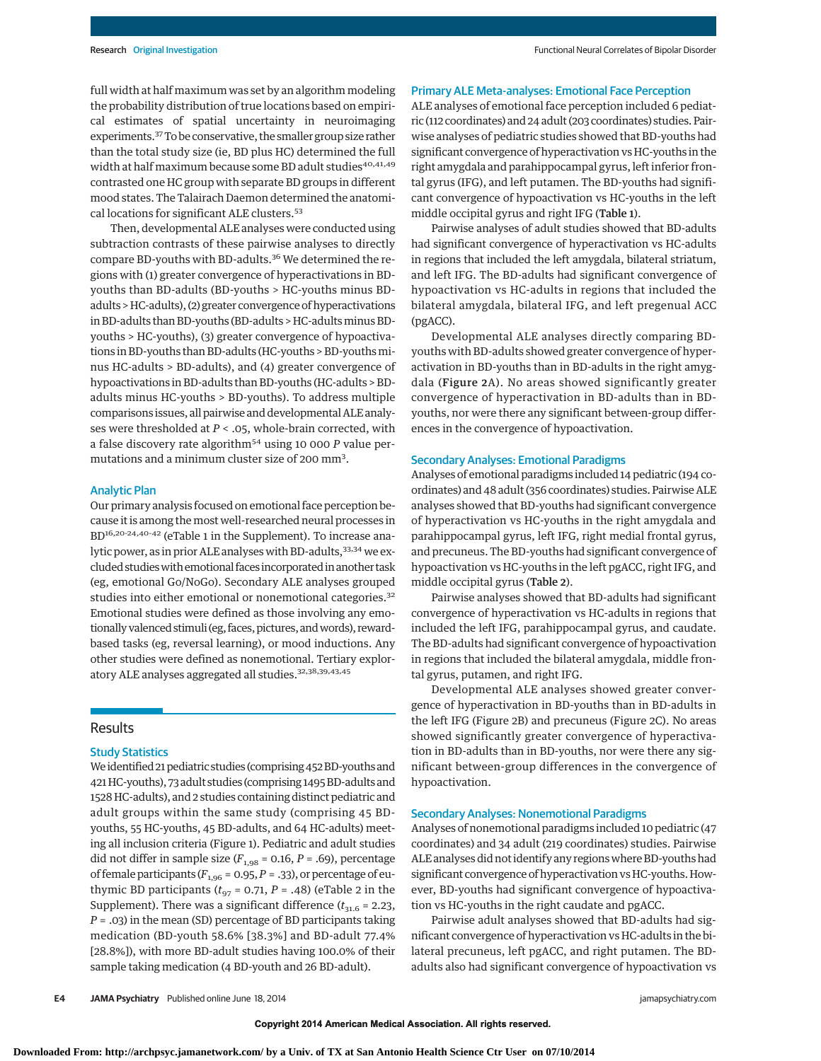full width at half maximum was set by an algorithm modeling the probability distribution of true locations based on empirical estimates of spatial uncertainty in neuroimaging experiments.[37] To be conservative, the smaller group size rather than the total study size (ie, BD plus HC) determined the full width at half maximum because some BD adult studies[40,41,49] contrasted one HC group with separate BD groups in different mood states. The Talairach Daemon determined the anatomical locations for significant ALE clusters.[53]

Then, developmental ALE analyses were conducted using subtraction contrasts of these pairwise analyses to directly compare BD-youths with BD-adults.[36] We determined the regions with (1) greater convergence of hyperactivations in BD-youths than BD-adults (BD-youths > HC-youths minus BD-adults > HC-adults), (2) greater convergence of hyperactivations in BD-adults than BD-youths (BD-adults > HC-adults minus BD-youths > HC-youths), (3) greater convergence of hypoactivations in BD-youths than BD-adults (HC-youths > BD-youths minus HC-adults > BD-adults), and (4) greater convergence of hypoactivations in BD-adults than BD-youths (HC-adults > BD-adults minus HC-youths > BD-youths). To address multiple comparisons issues, all pairwise and developmental ALE analyses were thresholded at $P < .05$, whole-brain corrected, with a false discovery rate algorithm[54] using 10 000 $P$ value permutations and a minimum cluster size of 200 mm$^3$.

### Analytic Plan

Our primary analysis focused on emotional face perception because it is among the most well-researched neural processes in BD[16,20-24,40-42] (eTable 1 in the Supplement). To increase analytic power, as in prior ALE analyses with BD-adults,[33,34] we excluded studies with emotional faces incorporated in another task (eg, emotional Go/NoGo). Secondary ALE analyses grouped studies into either emotional or nonemotional categories.[32] Emotional studies were defined as those involving any emotionally valenced stimuli (eg, faces, pictures, and words), reward-based tasks (eg, reversal learning), or mood inductions. Any other studies were defined as nonemotional. Tertiary exploratory ALE analyses aggregated all studies.[32,38,39,43,45]

## Results

### Study Statistics

We identified 21 pediatric studies (comprising 452 BD-youths and 421 HC-youths), 73 adult studies (comprising 1495 BD-adults and 1528 HC-adults), and 2 studies containing distinct pediatric and adult groups within the same study (comprising 45 BD-youths, 55 HC-youths, 45 BD-adults, and 64 HC-adults) meeting all inclusion criteria (Figure 1). Pediatric and adult studies did not differ in sample size ($F_{1,98} = 0.16$, $P = .69$), percentage of female participants ($F_{1,96} = 0.95$, $P = .33$), or percentage of euthymic BD participants ($t_{97} = 0.71$, $P = .48$) (eTable 2 in the Supplement). There was a significant difference ($t_{31.6} = 2.23$, $P = .03$) in the mean (SD) percentage of BD participants taking medication (BD-youth 58.6% [38.3%] and BD-adult 77.4% [28.8%]), with more BD-adult studies having 100.0% of their sample taking medication (4 BD-youth and 26 BD-adult).

### Primary ALE Meta-analyses: Emotional Face Perception

ALE analyses of emotional face perception included 6 pediatric (112 coordinates) and 24 adult (203 coordinates) studies. Pairwise analyses of pediatric studies showed that BD-youths had significant convergence of hyperactivation vs HC-youths in the right amygdala and parahippocampal gyrus, left inferior frontal gyrus (IFG), and left putamen. The BD-youths had significant convergence of hypoactivation vs HC-youths in the left middle occipital gyrus and right IFG (**Table 1**).

Pairwise analyses of adult studies showed that BD-adults had significant convergence of hyperactivation vs HC-adults in regions that included the left amygdala, bilateral striatum, and left IFG. The BD-adults had significant convergence of hypoactivation vs HC-adults in regions that included the bilateral amygdala, bilateral IFG, and left pregenual ACC (pgACC).

Developmental ALE analyses directly comparing BD-youths with BD-adults showed greater convergence of hyperactivation in BD-youths than in BD-adults in the right amygdala (**Figure 2**A). No areas showed significantly greater convergence of hyperactivation in BD-adults than in BD-youths, nor were there any significant between-group differences in the convergence of hypoactivation.

### Secondary Analyses: Emotional Paradigms

Analyses of emotional paradigms included 14 pediatric (194 coordinates) and 48 adult (356 coordinates) studies. Pairwise ALE analyses showed that BD-youths had significant convergence of hyperactivation vs HC-youths in the right amygdala and parahippocampal gyrus, left IFG, right medial frontal gyrus, and precuneus. The BD-youths had significant convergence of hypoactivation vs HC-youths in the left pgACC, right IFG, and middle occipital gyrus (**Table 2**).

Pairwise analyses showed that BD-adults had significant convergence of hyperactivation vs HC-adults in regions that included the left IFG, parahippocampal gyrus, and caudate. The BD-adults had significant convergence of hypoactivation in regions that included the bilateral amygdala, middle frontal gyrus, putamen, and right IFG.

Developmental ALE analyses showed greater convergence of hyperactivation in BD-youths than in BD-adults in the left IFG (Figure 2B) and precuneus (Figure 2C). No areas showed significantly greater convergence of hyperactivation in BD-adults than in BD-youths, nor were there any significant between-group differences in the convergence of hypoactivation.

### Secondary Analyses: Nonemotional Paradigms

Analyses of nonemotional paradigms included 10 pediatric (47 coordinates) and 34 adult (219 coordinates) studies. Pairwise ALE analyses did not identify any regions where BD-youths had significant convergence of hyperactivation vs HC-youths. However, BD-youths had significant convergence of hypoactivation vs HC-youths in the right caudate and pgACC.

Pairwise adult analyses showed that BD-adults had significant convergence of hyperactivation vs HC-adults in the bilateral precuneus, left pgACC, and right putamen. The BD-adults also had significant convergence of hypoactivation vs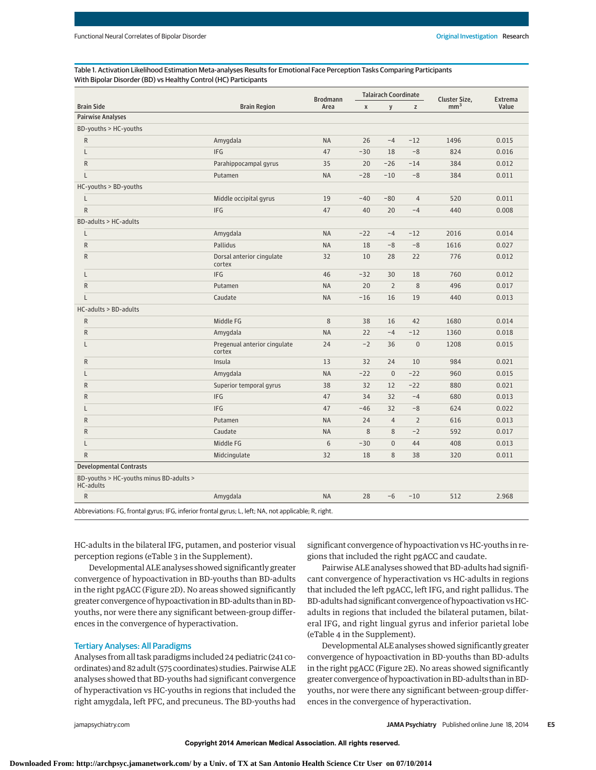Table 1. Activation Likelihood Estimation Meta-analyses Results for Emotional Face Perception Tasks Comparing Participants With Bipolar Disorder (BD) vs Healthy Control (HC) Participants

| Brain Side | Brain Region | Brodmann Area | Talairach Coordinate | | | Cluster Size, mm$^3$ | Extrema Value |
|---|---|---|---|---|---|---|---|
| | | | x | y | z | | |
| **Pairwise Analyses** | | | | | | | |
| BD-youths > HC-youths | | | | | | | |
| R | Amygdala | NA | 26 | −4 | −12 | 1496 | 0.015 |
| L | IFG | 47 | −30 | 18 | −8 | 824 | 0.016 |
| R | Parahippocampal gyrus | 35 | 20 | −26 | −14 | 384 | 0.012 |
| L | Putamen | NA | −28 | −10 | −8 | 384 | 0.011 |
| HC-youths > BD-youths | | | | | | | |
| L | Middle occipital gyrus | 19 | −40 | −80 | 4 | 520 | 0.011 |
| R | IFG | 47 | 40 | 20 | −4 | 440 | 0.008 |
| BD-adults > HC-adults | | | | | | | |
| L | Amygdala | NA | −22 | −4 | −12 | 2016 | 0.014 |
| R | Pallidus | NA | 18 | −8 | −8 | 1616 | 0.027 |
| R | Dorsal anterior cingulate cortex | 32 | 10 | 28 | 22 | 776 | 0.012 |
| L | IFG | 46 | −32 | 30 | 18 | 760 | 0.012 |
| R | Putamen | NA | 20 | 2 | 8 | 496 | 0.017 |
| L | Caudate | NA | −16 | 16 | 19 | 440 | 0.013 |
| HC-adults > BD-adults | | | | | | | |
| R | Middle FG | 8 | 38 | 16 | 42 | 1680 | 0.014 |
| R | Amygdala | NA | 22 | −4 | −12 | 1360 | 0.018 |
| L | Pregenual anterior cingulate cortex | 24 | −2 | 36 | 0 | 1208 | 0.015 |
| R | Insula | 13 | 32 | 24 | 10 | 984 | 0.021 |
| L | Amygdala | NA | −22 | 0 | −22 | 960 | 0.015 |
| R | Superior temporal gyrus | 38 | 32 | 12 | −22 | 880 | 0.021 |
| R | IFG | 47 | 34 | 32 | −4 | 680 | 0.013 |
| L | IFG | 47 | −46 | 32 | −8 | 624 | 0.022 |
| R | Putamen | NA | 24 | 4 | 2 | 616 | 0.013 |
| R | Caudate | NA | 8 | 8 | −2 | 592 | 0.017 |
| L | Middle FG | 6 | −30 | 0 | 44 | 408 | 0.013 |
| R | Midcingulate | 32 | 18 | 8 | 38 | 320 | 0.011 |
| **Developmental Contrasts** | | | | | | | |
| BD-youths > HC-youths minus BD-adults > HC-adults | | | | | | | |
| R | Amygdala | NA | 28 | −6 | −10 | 512 | 2.968 |

Abbreviations: FG, frontal gyrus; IFG, inferior frontal gyrus; L, left; NA, not applicable; R, right.

HC-adults in the bilateral IFG, putamen, and posterior visual perception regions (eTable 3 in the Supplement).

Developmental ALE analyses showed significantly greater convergence of hypoactivation in BD-youths than BD-adults in the right pgACC (Figure 2D). No areas showed significantly greater convergence of hypoactivation in BD-adults than in BD-youths, nor were there any significant between-group differences in the convergence of hyperactivation.

### Tertiary Analyses: All Paradigms

Analyses from all task paradigms included 24 pediatric (241 coordinates) and 82 adult (575 coordinates) studies. Pairwise ALE analyses showed that BD-youths had significant convergence of hyperactivation vs HC-youths in regions that included the right amygdala, left PFC, and precuneus. The BD-youths had significant convergence of hypoactivation vs HC-youths in regions that included the right pgACC and caudate.

Pairwise ALE analyses showed that BD-adults had significant convergence of hyperactivation vs HC-adults in regions that included the left pgACC, left IFG, and right pallidus. The BD-adults had significant convergence of hypoactivation vs HC-adults in regions that included the bilateral putamen, bilateral IFG, and right lingual gyrus and inferior parietal lobe (eTable 4 in the Supplement).

Developmental ALE analyses showed significantly greater convergence of hypoactivation in BD-youths than BD-adults in the right pgACC (Figure 2E). No areas showed significantly greater convergence of hypoactivation in BD-adults than in BD-youths, nor were there any significant between-group differences in the convergence of hyperactivation.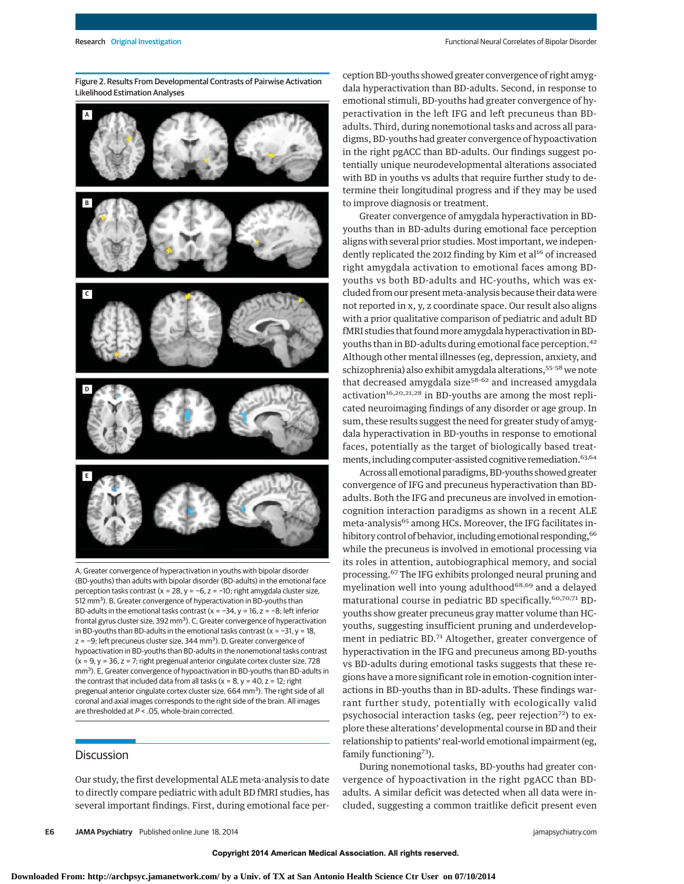Figure 2. Results From Developmental Contrasts of Pairwise Activation Likelihood Estimation Analyses

A, Greater convergence of hyperactivation in youths with bipolar disorder (BD-youths) than adults with bipolar disorder (BD-adults) in the emotional face perception tasks contrast (x = 28, y = −6, z = −10; right amygdala cluster size, 512 mm$^3$). B, Greater convergence of hyperactivation in BD-youths than BD-adults in the emotional tasks contrast (x = −34, y = 16, z = −8; left inferior frontal gyrus cluster size, 392 mm$^3$). C, Greater convergence of hyperactivation in BD-youths than BD-adults in the emotional tasks contrast (x = −31, y = 18, z = −9; left precuneus cluster size, 344 mm$^3$). D, Greater convergence of hypoactivation in BD-youths than BD-adults in the nonemotional tasks contrast (x = 9, y = 36, z = 7; right pregenual anterior cingulate cortex cluster size, 728 mm$^3$). E, Greater convergence of hypoactivation in BD-youths than BD-adults in the contrast that included data from all tasks (x = 8, y = 40, z = 12; right pregenual anterior cingulate cortex cluster size, 664 mm$^3$). The right side of all coronal and axial images corresponds to the right side of the brain. All images are thresholded at $P < .05$, whole-brain corrected.

## Discussion

Our study, the first developmental ALE meta-analysis to date to directly compare pediatric with adult BD fMRI studies, has several important findings. First, during emotional face perception BD-youths showed greater convergence of right amygdala hyperactivation than BD-adults. Second, in response to emotional stimuli, BD-youths had greater convergence of hyperactivation in the left IFG and left precuneus than BD-adults. Third, during nonemotional tasks and across all paradigms, BD-youths had greater convergence of hypoactivation in the right pgACC than BD-adults. Our findings suggest potentially unique neurodevelopmental alterations associated with BD in youths vs adults that require further study to determine their longitudinal progress and if they may be used to improve diagnosis or treatment.

Greater convergence of amygdala hyperactivation in BD-youths than in BD-adults during emotional face perception aligns with several prior studies. Most important, we independently replicated the 2012 finding by Kim et al[16] of increased right amygdala activation to emotional faces among BD-youths vs both BD-adults and HC-youths, which was excluded from our present meta-analysis because their data were not reported in x, y, z coordinate space. Our result also aligns with a prior qualitative comparison of pediatric and adult BD fMRI studies that found more amygdala hyperactivation in BD-youths than in BD-adults during emotional face perception.[42] Although other mental illnesses (eg, depression, anxiety, and schizophrenia) also exhibit amygdala alterations,[55-58] we note that decreased amygdala size[58-62] and increased amygdala activation[16,20,21,28] in BD-youths are among the most replicated neuroimaging findings of any disorder or age group. In sum, these results suggest the need for greater study of amygdala hyperactivation in BD-youths in response to emotional faces, potentially as the target of biologically based treatments, including computer-assisted cognitive remediation.[63,64]

Across all emotional paradigms, BD-youths showed greater convergence of IFG and precuneus hyperactivation than BD-adults. Both the IFG and precuneus are involved in emotion-cognition interaction paradigms as shown in a recent ALE meta-analysis[65] among HCs. Moreover, the IFG facilitates inhibitory control of behavior, including emotional responding,[66] while the precuneus is involved in emotional processing via its roles in attention, autobiographical memory, and social processing.[67] The IFG exhibits prolonged neural pruning and myelination well into young adulthood[68,69] and a delayed maturational course in pediatric BD specifically.[60,70,71] BD-youths show greater precuneus gray matter volume than HC-youths, suggesting insufficient pruning and underdevelopment in pediatric BD.[71] Altogether, greater convergence of hyperactivation in the IFG and precuneus among BD-youths vs BD-adults during emotional tasks suggests that these regions have a more significant role in emotion-cognition interactions in BD-youths than in BD-adults. These findings warrant further study, potentially with ecologically valid psychosocial interaction tasks (eg, peer rejection[72]) to explore these alterations' developmental course in BD and their relationship to patients' real-world emotional impairment (eg, family functioning[73]).

During nonemotional tasks, BD-youths had greater convergence of hypoactivation in the right pgACC than BD-adults. A similar deficit was detected when all data were included, suggesting a common traitlike deficit present even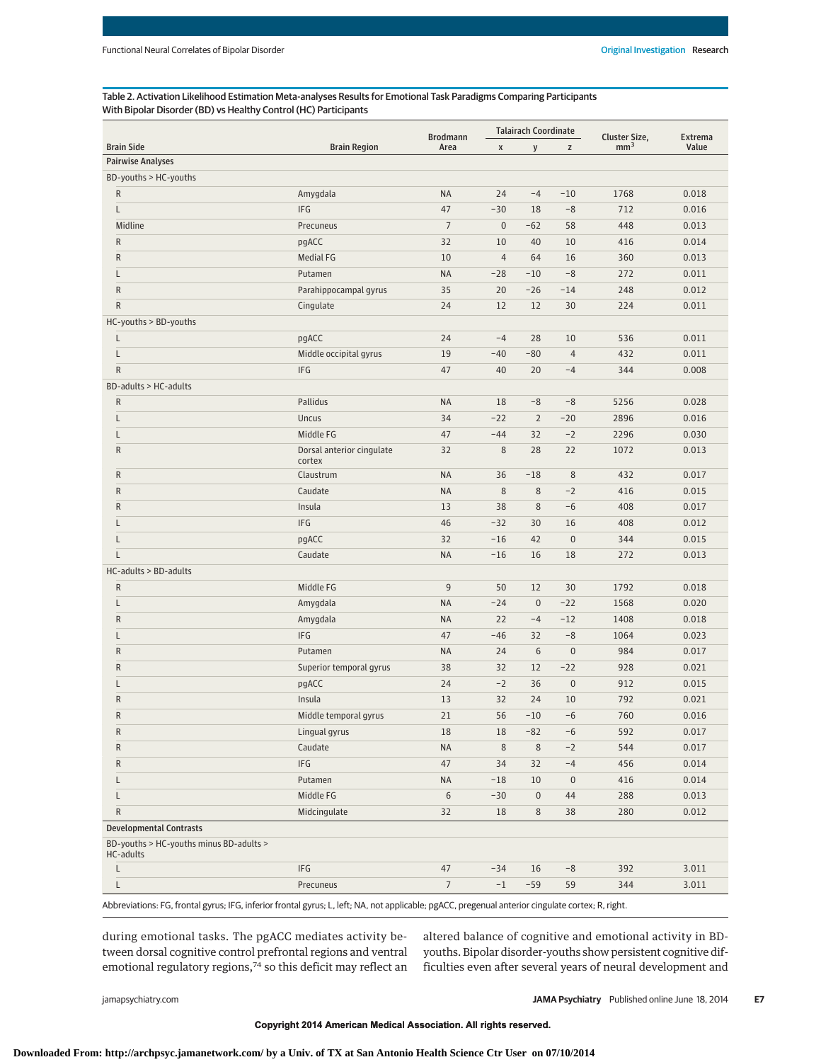Table 2. Activation Likelihood Estimation Meta-analyses Results for Emotional Task Paradigms Comparing Participants With Bipolar Disorder (BD) vs Healthy Control (HC) Participants

| Brain Side | Brain Region | Brodmann Area | Talairach Coordinate | | | Cluster Size, mm³ | Extrema Value |
|---|---|---|---|---|---|---|---|
| | | | x | y | z | | |
| **Pairwise Analyses** | | | | | | | |
| BD-youths > HC-youths | | | | | | | |
| R | Amygdala | NA | 24 | −4 | −10 | 1768 | 0.018 |
| L | IFG | 47 | −30 | 18 | −8 | 712 | 0.016 |
| Midline | Precuneus | 7 | 0 | −62 | 58 | 448 | 0.013 |
| R | pgACC | 32 | 10 | 40 | 10 | 416 | 0.014 |
| R | Medial FG | 10 | 4 | 64 | 16 | 360 | 0.013 |
| L | Putamen | NA | −28 | −10 | −8 | 272 | 0.011 |
| R | Parahippocampal gyrus | 35 | 20 | −26 | −14 | 248 | 0.012 |
| R | Cingulate | 24 | 12 | 12 | 30 | 224 | 0.011 |
| HC-youths > BD-youths | | | | | | | |
| L | pgACC | 24 | −4 | 28 | 10 | 536 | 0.011 |
| L | Middle occipital gyrus | 19 | −40 | −80 | 4 | 432 | 0.011 |
| R | IFG | 47 | 40 | 20 | −4 | 344 | 0.008 |
| BD-adults > HC-adults | | | | | | | |
| R | Pallidus | NA | 18 | −8 | −8 | 5256 | 0.028 |
| L | Uncus | 34 | −22 | 2 | −20 | 2896 | 0.016 |
| L | Middle FG | 47 | −44 | 32 | −2 | 2296 | 0.030 |
| R | Dorsal anterior cingulate cortex | 32 | 8 | 28 | 22 | 1072 | 0.013 |
| R | Claustrum | NA | 36 | −18 | 8 | 432 | 0.017 |
| R | Caudate | NA | 8 | 8 | −2 | 416 | 0.015 |
| R | Insula | 13 | 38 | 8 | −6 | 408 | 0.017 |
| L | IFG | 46 | −32 | 30 | 16 | 408 | 0.012 |
| L | pgACC | 32 | −16 | 42 | 0 | 344 | 0.015 |
| L | Caudate | NA | −16 | 16 | 18 | 272 | 0.013 |
| HC-adults > BD-adults | | | | | | | |
| R | Middle FG | 9 | 50 | 12 | 30 | 1792 | 0.018 |
| L | Amygdala | NA | −24 | 0 | −22 | 1568 | 0.020 |
| R | Amygdala | NA | 22 | −4 | −12 | 1408 | 0.018 |
| L | IFG | 47 | −46 | 32 | −8 | 1064 | 0.023 |
| R | Putamen | NA | 24 | 6 | 0 | 984 | 0.017 |
| R | Superior temporal gyrus | 38 | 32 | 12 | −22 | 928 | 0.021 |
| L | pgACC | 24 | −2 | 36 | 0 | 912 | 0.015 |
| R | Insula | 13 | 32 | 24 | 10 | 792 | 0.021 |
| R | Middle temporal gyrus | 21 | 56 | −10 | −6 | 760 | 0.016 |
| R | Lingual gyrus | 18 | 18 | −82 | −6 | 592 | 0.017 |
| R | Caudate | NA | 8 | 8 | −2 | 544 | 0.017 |
| R | IFG | 47 | 34 | 32 | −4 | 456 | 0.014 |
| L | Putamen | NA | −18 | 10 | 0 | 416 | 0.014 |
| L | Middle FG | 6 | −30 | 0 | 44 | 288 | 0.013 |
| R | Midcingulate | 32 | 18 | 8 | 38 | 280 | 0.012 |
| **Developmental Contrasts** | | | | | | | |
| BD-youths > HC-youths minus BD-adults > HC-adults | | | | | | | |
| L | IFG | 47 | −34 | 16 | −8 | 392 | 3.011 |
| L | Precuneus | 7 | −1 | −59 | 59 | 344 | 3.011 |

Abbreviations: FG, frontal gyrus; IFG, inferior frontal gyrus; L, left; NA, not applicable; pgACC, pregenual anterior cingulate cortex; R, right.

during emotional tasks. The pgACC mediates activity between dorsal cognitive control prefrontal regions and ventral emotional regulatory regions,[74] so this deficit may reflect an altered balance of cognitive and emotional activity in BD-youths. Bipolar disorder-youths show persistent cognitive difficulties even after several years of neural development and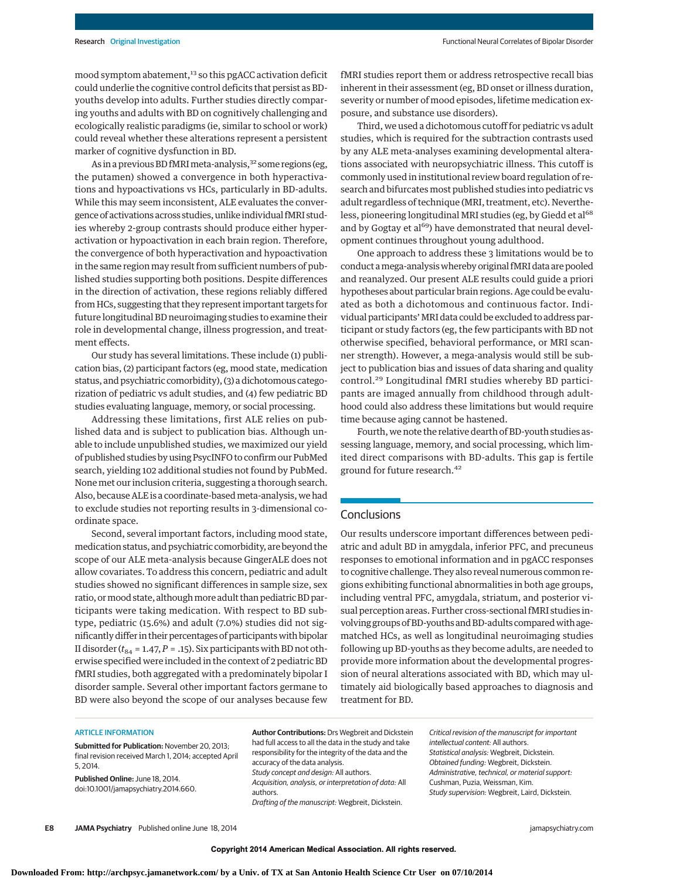mood symptom abatement,[13] so this pgACC activation deficit could underlie the cognitive control deficits that persist as BD-youths develop into adults. Further studies directly comparing youths and adults with BD on cognitively challenging and ecologically realistic paradigms (ie, similar to school or work) could reveal whether these alterations represent a persistent marker of cognitive dysfunction in BD.

As in a previous BD fMRI meta-analysis,[32] some regions (eg, the putamen) showed a convergence in both hyperactivations and hypoactivations vs HCs, particularly in BD-adults. While this may seem inconsistent, ALE evaluates the convergence of activations across studies, unlike individual fMRI studies whereby 2-group contrasts should produce either hyperactivation or hypoactivation in each brain region. Therefore, the convergence of both hyperactivation and hypoactivation in the same region may result from sufficient numbers of published studies supporting both positions. Despite differences in the direction of activation, these regions reliably differed from HCs, suggesting that they represent important targets for future longitudinal BD neuroimaging studies to examine their role in developmental change, illness progression, and treatment effects.

Our study has several limitations. These include (1) publication bias, (2) participant factors (eg, mood state, medication status, and psychiatric comorbidity), (3) a dichotomous categorization of pediatric vs adult studies, and (4) few pediatric BD studies evaluating language, memory, or social processing.

Addressing these limitations, first ALE relies on published data and is subject to publication bias. Although unable to include unpublished studies, we maximized our yield of published studies by using PsycINFO to confirm our PubMed search, yielding 102 additional studies not found by PubMed. None met our inclusion criteria, suggesting a thorough search. Also, because ALE is a coordinate-based meta-analysis, we had to exclude studies not reporting results in 3-dimensional coordinate space.

Second, several important factors, including mood state, medication status, and psychiatric comorbidity, are beyond the scope of our ALE meta-analysis because GingerALE does not allow covariates. To address this concern, pediatric and adult studies showed no significant differences in sample size, sex ratio, or mood state, although more adult than pediatric BD participants were taking medication. With respect to BD subtype, pediatric (15.6%) and adult (7.0%) studies did not significantly differ in their percentages of participants with bipolar II disorder ($t_{84}$ = 1.47, $P$ = .15). Six participants with BD not otherwise specified were included in the context of 2 pediatric BD fMRI studies, both aggregated with a predominately bipolar I disorder sample. Several other important factors germane to BD were also beyond the scope of our analyses because few fMRI studies report them or address retrospective recall bias inherent in their assessment (eg, BD onset or illness duration, severity or number of mood episodes, lifetime medication exposure, and substance use disorders).

Third, we used a dichotomous cutoff for pediatric vs adult studies, which is required for the subtraction contrasts used by any ALE meta-analyses examining developmental alterations associated with neuropsychiatric illness. This cutoff is commonly used in institutional review board regulation of research and bifurcates most published studies into pediatric vs adult regardless of technique (MRI, treatment, etc). Nevertheless, pioneering longitudinal MRI studies (eg, by Giedd et al[68] and by Gogtay et al[69]) have demonstrated that neural development continues throughout young adulthood.

One approach to address these 3 limitations would be to conduct a mega-analysis whereby original fMRI data are pooled and reanalyzed. Our present ALE results could guide a priori hypotheses about particular brain regions. Age could be evaluated as both a dichotomous and continuous factor. Individual participants' MRI data could be excluded to address participant or study factors (eg, the few participants with BD not otherwise specified, behavioral performance, or MRI scanner strength). However, a mega-analysis would still be subject to publication bias and issues of data sharing and quality control.[29] Longitudinal fMRI studies whereby BD participants are imaged annually from childhood through adulthood could also address these limitations but would require time because aging cannot be hastened.

Fourth, we note the relative dearth of BD-youth studies assessing language, memory, and social processing, which limited direct comparisons with BD-adults. This gap is fertile ground for future research.[42]

## Conclusions

Our results underscore important differences between pediatric and adult BD in amygdala, inferior PFC, and precuneus responses to emotional information and in pgACC responses to cognitive challenge. They also reveal numerous common regions exhibiting functional abnormalities in both age groups, including ventral PFC, amygdala, striatum, and posterior visual perception areas. Further cross-sectional fMRI studies involving groups of BD-youths and BD-adults compared with age-matched HCs, as well as longitudinal neuroimaging studies following up BD-youths as they become adults, are needed to provide more information about the developmental progression of neural alterations associated with BD, which may ultimately aid biologically based approaches to diagnosis and treatment for BD.

ARTICLE INFORMATION

**Submitted for Publication:** November 20, 2013; final revision received March 1, 2014; accepted April 5, 2014.

**Published Online:** June 18, 2014. doi:10.1001/jamapsychiatry.2014.660.

**Author Contributions:** Drs Wegbreit and Dickstein had full access to all the data in the study and take responsibility for the integrity of the data and the accuracy of the data analysis.
*Study concept and design:* All authors.
*Acquisition, analysis, or interpretation of data:* All authors.
*Drafting of the manuscript:* Wegbreit, Dickstein.
*Critical revision of the manuscript for important intellectual content:* All authors.
*Statistical analysis:* Wegbreit, Dickstein.
*Obtained funding:* Wegbreit, Dickstein.
*Administrative, technical, or material support:* Cushman, Puzia, Weissman, Kim.
*Study supervision:* Wegbreit, Laird, Dickstein.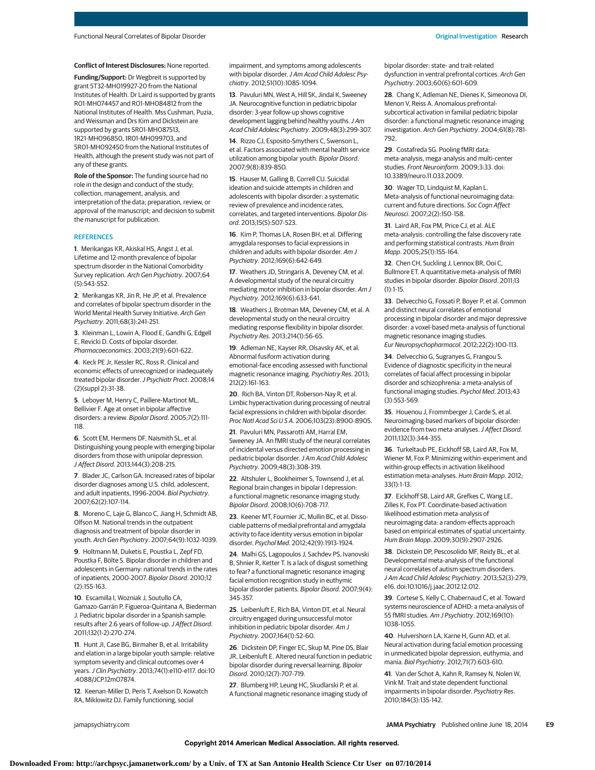**Conflict of Interest Disclosures:** None reported.

**Funding/Support:** Dr Wegbreit is supported by grant 5T32-MH019927-20 from the National Institutes of Health. Dr Laird is supported by grants R01-MH074457 and R01-MH084812 from the National Institutes of Health. Mss Cushman, Puzia, and Weissman and Drs Kim and Dickstein are supported by grants 5R01-MH087513, 1R21-MH096850, 1R01-MH099703, and 5R01-MH092450 from the National Institutes of Health, although the present study was not part of any of these grants.

**Role of the Sponsor:** The funding source had no role in the design and conduct of the study; collection, management, analysis, and interpretation of the data; preparation, review, or approval of the manuscript; and decision to submit the manuscript for publication.

## REFERENCES

**1**. Merikangas KR, Akiskal HS, Angst J, et al. Lifetime and 12-month prevalence of bipolar spectrum disorder in the National Comorbidity Survey replication. *Arch Gen Psychiatry*. 2007;64(5):543-552.

**2**. Merikangas KR, Jin R, He JP, et al. Prevalence and correlates of bipolar spectrum disorder in the World Mental Health Survey Initiative. *Arch Gen Psychiatry*. 2011;68(3):241-251.

**3**. Kleinman L, Lowin A, Flood E, Gandhi G, Edgell E, Revicki D. Costs of bipolar disorder. *Pharmacoeconomics*. 2003;21(9):601-622.

**4**. Keck PE Jr, Kessler RC, Ross R. Clinical and economic effects of unrecognized or inadequately treated bipolar disorder. *J Psychiatr Pract*. 2008;14(2)(suppl 2):31-38.

**5**. Leboyer M, Henry C, Paillere-Martinot ML, Bellivier F. Age at onset in bipolar affective disorders: a review. *Bipolar Disord*. 2005;7(2):111-118.

**6**. Scott EM, Hermens DF, Naismith SL, et al. Distinguishing young people with emerging bipolar disorders from those with unipolar depression. *J Affect Disord*. 2013;144(3):208-215.

**7**. Blader JC, Carlson GA. Increased rates of bipolar disorder diagnoses among U.S. child, adolescent, and adult inpatients, 1996-2004. *Biol Psychiatry*. 2007;62(2):107-114.

**8**. Moreno C, Laje G, Blanco C, Jiang H, Schmidt AB, Olfson M. National trends in the outpatient diagnosis and treatment of bipolar disorder in youth. *Arch Gen Psychiatry*. 2007;64(9):1032-1039.

**9**. Holtmann M, Duketis E, Poustka L, Zepf FD, Poustka F, Bölte S. Bipolar disorder in children and adolescents in Germany: national trends in the rates of inpatients, 2000-2007. *Bipolar Disord*. 2010;12(2):155-163.

**10**. Escamilla I, Wozniak J, Soutullo CA, Gamazo-Garrán P, Figueroa-Quintana A, Biederman J. Pediatric bipolar disorder in a Spanish sample: results after 2.6 years of follow-up. *J Affect Disord*. 2011;132(1-2):270-274.

**11**. Hunt JI, Case BG, Birmaher B, et al. Irritability and elation in a large bipolar youth sample: relative symptom severity and clinical outcomes over 4 years. *J Clin Psychiatry*. 2013;74(1):e110-e117. doi:10.4088/JCP.12m07874.

**12**. Keenan-Miller D, Peris T, Axelson D, Kowatch RA, Miklowitz DJ. Family functioning, social impairment, and symptoms among adolescents with bipolar disorder. *J Am Acad Child Adolesc Psychiatry*. 2012;51(10):1085-1094.

**13**. Pavuluri MN, West A, Hill SK, Jindal K, Sweeney JA. Neurocognitive function in pediatric bipolar disorder: 3-year follow-up shows cognitive development lagging behind healthy youths. *J Am Acad Child Adolesc Psychiatry*. 2009;48(3):299-307.

**14**. Rizzo CJ, Esposito-Smythers C, Swenson L, et al. Factors associated with mental health service utilization among bipolar youth. *Bipolar Disord*. 2007;9(8):839-850.

**15**. Hauser M, Galling B, Correll CU. Suicidal ideation and suicide attempts in children and adolescents with bipolar disorder: a systematic review of prevalence and incidence rates, correlates, and targeted interventions. *Bipolar Disord*. 2013;15(5):507-523.

**16**. Kim P, Thomas LA, Rosen BH, et al. Differing amygdala responses to facial expressions in children and adults with bipolar disorder. *Am J Psychiatry*. 2012;169(6):642-649.

**17**. Weathers JD, Stringaris A, Deveney CM, et al. A developmental study of the neural circuitry mediating motor inhibition in bipolar disorder. *Am J Psychiatry*. 2012;169(6):633-641.

**18**. Weathers J, Brotman MA, Deveney CM, et al. A developmental study on the neural circuitry mediating response flexibility in bipolar disorder. *Psychiatry Res*. 2013;214(1):56-65.

**19**. Adleman NE, Kayser RR, Olsavsky AK, et al. Abnormal fusiform activation during emotional-face encoding assessed with functional magnetic resonance imaging. *Psychiatry Res*. 2013;212(2):161-163.

**20**. Rich BA, Vinton DT, Roberson-Nay R, et al. Limbic hyperactivation during processing of neutral facial expressions in children with bipolar disorder. *Proc Natl Acad Sci U S A*. 2006;103(23):8900-8905.

**21**. Pavuluri MN, Passarotti AM, Harral EM, Sweeney JA. An fMRI study of the neural correlates of incidental versus directed emotion processing in pediatric bipolar disorder. *J Am Acad Child Adolesc Psychiatry*. 2009;48(3):308-319.

**22**. Altshuler L, Bookheimer S, Townsend J, et al. Regional brain changes in bipolar I depression: a functional magnetic resonance imaging study. *Bipolar Disord*. 2008;10(6):708-717.

**23**. Keener MT, Fournier JC, Mullin BC, et al. Dissociable patterns of medial prefrontal and amygdala activity to face identity versus emotion in bipolar disorder. *Psychol Med*. 2012;42(9):1913-1924.

**24**. Malhi GS, Lagopoulos J, Sachdev PS, Ivanovski B, Shnier R, Ketter T. Is a lack of disgust something to fear? a functional magnetic resonance imaging facial emotion recognition study in euthymic bipolar disorder patients. *Bipolar Disord*. 2007;9(4):345-357.

**25**. Leibenluft E, Rich BA, Vinton DT, et al. Neural circuitry engaged during unsuccessful motor inhibition in pediatric bipolar disorder. *Am J Psychiatry*. 2007;164(1):52-60.

**26**. Dickstein DP, Finger EC, Skup M, Pine DS, Blair JR, Leibenluft E. Altered neural function in pediatric bipolar disorder during reversal learning. *Bipolar Disord*. 2010;12(7):707-719.

**27**. Blumberg HP, Leung HC, Skudlarski P, et al. A functional magnetic resonance imaging study of bipolar disorder: state- and trait-related dysfunction in ventral prefrontal cortices. *Arch Gen Psychiatry*. 2003;60(6):601-609.

**28**. Chang K, Adleman NE, Dienes K, Simeonova DI, Menon V, Reiss A. Anomalous prefrontal-subcortical activation in familial pediatric bipolar disorder: a functional magnetic resonance imaging investigation. *Arch Gen Psychiatry*. 2004;61(8):781-792.

**29**. Costafreda SG. Pooling fMRI data: meta-analysis, mega-analysis and multi-center studies. *Front Neuroinform*. 2009;3:33. doi:10.3389/neuro.11.033.2009.

**30**. Wager TD, Lindquist M, Kaplan L. Meta-analysis of functional neuroimaging data: current and future directions. *Soc Cogn Affect Neurosci*. 2007;2(2):150-158.

**31**. Laird AR, Fox PM, Price CJ, et al. ALE meta-analysis: controlling the false discovery rate and performing statistical contrasts. *Hum Brain Mapp*. 2005;25(1):155-164.

**32**. Chen CH, Suckling J, Lennox BR, Ooi C, Bullmore ET. A quantitative meta-analysis of fMRI studies in bipolar disorder. *Bipolar Disord*. 2011;13(1):1-15.

**33**. Delvecchio G, Fossati P, Boyer P, et al. Common and distinct neural correlates of emotional processing in bipolar disorder and major depressive disorder: a voxel-based meta-analysis of functional magnetic resonance imaging studies. *Eur Neuropsychopharmacol*. 2012;22(2):100-113.

**34**. Delvecchio G, Sugranyes G, Frangou S. Evidence of diagnostic specificity in the neural correlates of facial affect processing in bipolar disorder and schizophrenia: a meta-analysis of functional imaging studies. *Psychol Med*. 2013;43(3):553-569.

**35**. Houenou J, Frommberger J, Carde S, et al. Neuroimaging-based markers of bipolar disorder: evidence from two meta-analyses. *J Affect Disord*. 2011;132(3):344-355.

**36**. Turkeltaub PE, Eickhoff SB, Laird AR, Fox M, Wiener M, Fox P. Minimizing within-experiment and within-group effects in activation likelihood estimation meta-analyses. *Hum Brain Mapp*. 2012;33(1):1-13.

**37**. Eickhoff SB, Laird AR, Grefkes C, Wang LE, Zilles K, Fox PT. Coordinate-based activation likelihood estimation meta-analysis of neuroimaging data: a random-effects approach based on empirical estimates of spatial uncertainty. *Hum Brain Mapp*. 2009;30(9):2907-2926.

**38**. Dickstein DP, Pescosolido MF, Reidy BL, et al. Developmental meta-analysis of the functional neural correlates of autism spectrum disorders. *J Am Acad Child Adolesc Psychiatry*. 2013;52(3):279, e16. doi:10.1016/j.jaac.2012.12.012.

**39**. Cortese S, Kelly C, Chabernaud C, et al. Toward systems neuroscience of ADHD: a meta-analysis of 55 fMRI studies. *Am J Psychiatry*. 2012;169(10):1038-1055.

**40**. Hulvershorn LA, Karne H, Gunn AD, et al. Neural activation during facial emotion processing in unmedicated bipolar depression, euthymia, and mania. *Biol Psychiatry*. 2012;71(7):603-610.

**41**. Van der Schot A, Kahn R, Ramsey N, Nolen W, Vink M. Trait and state dependent functional impairments in bipolar disorder. *Psychiatry Res*. 2010;184(3):135-142.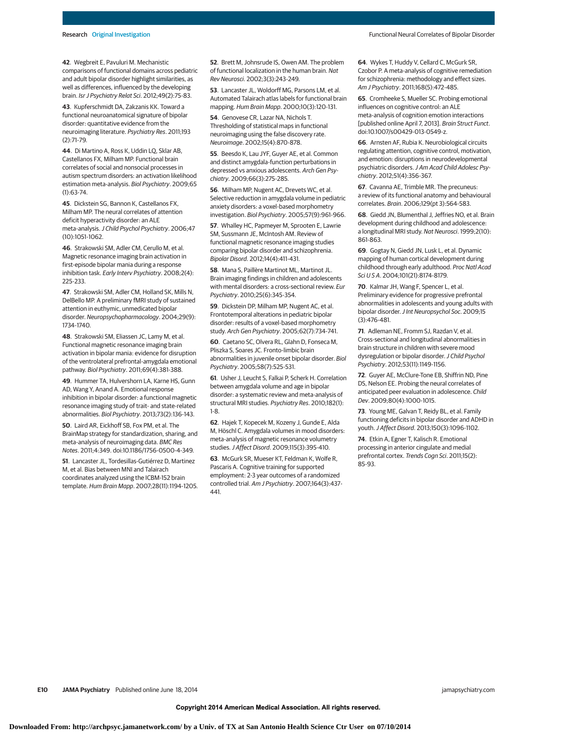42. Wegbreit E, Pavuluri M. Mechanistic comparisons of functional domains across pediatric and adult bipolar disorder highlight similarities, as well as differences, influenced by the developing brain. *Isr J Psychiatry Relat Sci*. 2012;49(2):75-83.

43. Kupferschmidt DA, Zakzanis KK. Toward a functional neuroanatomical signature of bipolar disorder: quantitative evidence from the neuroimaging literature. *Psychiatry Res*. 2011;193(2):71-79.

44. Di Martino A, Ross K, Uddin LQ, Sklar AB, Castellanos FX, Milham MP. Functional brain correlates of social and nonsocial processes in autism spectrum disorders: an activation likelihood estimation meta-analysis. *Biol Psychiatry*. 2009;65(1):63-74.

45. Dickstein SG, Bannon K, Castellanos FX, Milham MP. The neural correlates of attention deficit hyperactivity disorder: an ALE meta-analysis. *J Child Psychol Psychiatry*. 2006;47(10):1051-1062.

46. Strakowski SM, Adler CM, Cerullo M, et al. Magnetic resonance imaging brain activation in first-episode bipolar mania during a response inhibition task. *Early Interv Psychiatry*. 2008;2(4):225-233.

47. Strakowski SM, Adler CM, Holland SK, Mills N, DelBello MP. A preliminary fMRI study of sustained attention in euthymic, unmedicated bipolar disorder. *Neuropsychopharmacology*. 2004;29(9):1734-1740.

48. Strakowski SM, Eliassen JC, Lamy M, et al. Functional magnetic resonance imaging brain activation in bipolar mania: evidence for disruption of the ventrolateral prefrontal-amygdala emotional pathway. *Biol Psychiatry*. 2011;69(4):381-388.

49. Hummer TA, Hulvershorn LA, Karne HS, Gunn AD, Wang Y, Anand A. Emotional response inhibition in bipolar disorder: a functional magnetic resonance imaging study of trait- and state-related abnormalities. *Biol Psychiatry*. 2013;73(2):136-143.

50. Laird AR, Eickhoff SB, Fox PM, et al. The BrainMap strategy for standardization, sharing, and meta-analysis of neuroimaging data. *BMC Res Notes*. 2011;4:349. doi:10.1186/1756-0500-4-349.

51. Lancaster JL, Tordesillas-Gutiérrez D, Martinez M, et al. Bias between MNI and Talairach coordinates analyzed using the ICBM-152 brain template. *Hum Brain Mapp*. 2007;28(11):1194-1205.

52. Brett M, Johnsrude IS, Owen AM. The problem of functional localization in the human brain. *Nat Rev Neurosci*. 2002;3(3):243-249.

53. Lancaster JL, Woldorff MG, Parsons LM, et al. Automated Talairach atlas labels for functional brain mapping. *Hum Brain Mapp*. 2000;10(3):120-131.

54. Genovese CR, Lazar NA, Nichols T. Thresholding of statistical maps in functional neuroimaging using the false discovery rate. *Neuroimage*. 2002;15(4):870-878.

55. Beesdo K, Lau JYF, Guyer AE, et al. Common and distinct amygdala-function perturbations in depressed vs anxious adolescents. *Arch Gen Psychiatry*. 2009;66(3):275-285.

56. Milham MP, Nugent AC, Drevets WC, et al. Selective reduction in amygdala volume in pediatric anxiety disorders: a voxel-based morphometry investigation. *Biol Psychiatry*. 2005;57(9):961-966.

57. Whalley HC, Papmeyer M, Sprooten E, Lawrie SM, Sussmann JE, McIntosh AM. Review of functional magnetic resonance imaging studies comparing bipolar disorder and schizophrenia. *Bipolar Disord*. 2012;14(4):411-431.

58. Mana S, Paillère Martinot ML, Martinot JL. Brain imaging findings in children and adolescents with mental disorders: a cross-sectional review. *Eur Psychiatry*. 2010;25(6):345-354.

59. Dickstein DP, Milham MP, Nugent AC, et al. Frontotemporal alterations in pediatric bipolar disorder: results of a voxel-based morphometry study. *Arch Gen Psychiatry*. 2005;62(7):734-741.

60. Caetano SC, Olvera RL, Glahn D, Fonseca M, Pliszka S, Soares JC. Fronto-limbic brain abnormalities in juvenile onset bipolar disorder. *Biol Psychiatry*. 2005;58(7):525-531.

61. Usher J, Leucht S, Falkai P, Scherk H. Correlation between amygdala volume and age in bipolar disorder: a systematic review and meta-analysis of structural MRI studies. *Psychiatry Res*. 2010;182(1):1-8.

62. Hajek T, Kopecek M, Kozeny J, Gunde E, Alda M, Höschl C. Amygdala volumes in mood disorders: meta-analysis of magnetic resonance volumetry studies. *J Affect Disord*. 2009;115(3):395-410.

63. McGurk SR, Mueser KT, Feldman K, Wolfe R, Pascaris A. Cognitive training for supported employment: 2-3 year outcomes of a randomized controlled trial. *Am J Psychiatry*. 2007;164(3):437-441.

64. Wykes T, Huddy V, Cellard C, McGurk SR, Czobor P. A meta-analysis of cognitive remediation for schizophrenia: methodology and effect sizes. *Am J Psychiatry*. 2011;168(5):472-485.

65. Cromheeke S, Mueller SC. Probing emotional influences on cognitive control: an ALE meta-analysis of cognition emotion interactions [published online April 7, 2013]. *Brain Struct Funct*. doi:10.1007/s00429-013-0549-z.

66. Arnsten AF, Rubia K. Neurobiological circuits regulating attention, cognitive control, motivation, and emotion: disruptions in neurodevelopmental psychiatric disorders. *J Am Acad Child Adolesc Psychiatry*. 2012;51(4):356-367.

67. Cavanna AE, Trimble MR. The precuneus: a review of its functional anatomy and behavioural correlates. *Brain*. 2006;129(pt 3):564-583.

68. Giedd JN, Blumenthal J, Jeffries NO, et al. Brain development during childhood and adolescence: a longitudinal MRI study. *Nat Neurosci*. 1999;2(10):861-863.

69. Gogtay N, Giedd JN, Lusk L, et al. Dynamic mapping of human cortical development during childhood through early adulthood. *Proc Natl Acad Sci U S A*. 2004;101(21):8174-8179.

70. Kalmar JH, Wang F, Spencer L, et al. Preliminary evidence for progressive prefrontal abnormalities in adolescents and young adults with bipolar disorder. *J Int Neuropsychol Soc*. 2009;15(3):476-481.

71. Adleman NE, Fromm SJ, Razdan V, et al. Cross-sectional and longitudinal abnormalities in brain structure in children with severe mood dysregulation or bipolar disorder. *J Child Psychol Psychiatry*. 2012;53(11):1149-1156.

72. Guyer AE, McClure-Tone EB, Shiffrin ND, Pine DS, Nelson EE. Probing the neural correlates of anticipated peer evaluation in adolescence. *Child Dev*. 2009;80(4):1000-1015.

73. Young ME, Galvan T, Reidy BL, et al. Family functioning deficits in bipolar disorder and ADHD in youth. *J Affect Disord*. 2013;150(3):1096-1102.

74. Etkin A, Egner T, Kalisch R. Emotional processing in anterior cingulate and medial prefrontal cortex. *Trends Cogn Sci*. 2011;15(2):85-93.